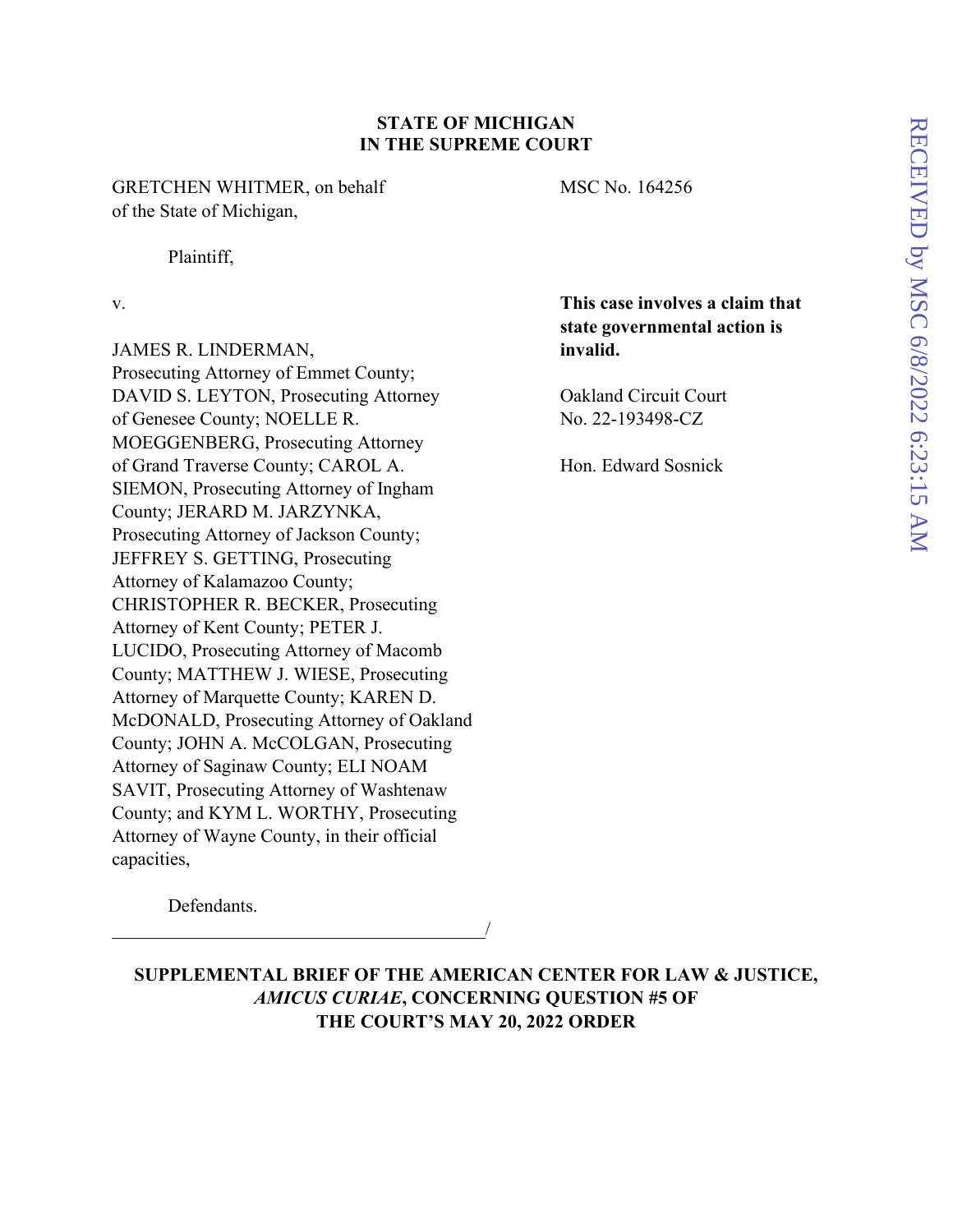**STATE OF MICHIGAN**
**IN THE SUPREME COURT**

GRETCHEN WHITMER, on behalf of the State of Michigan,

Plaintiff,

v.

JAMES R. LINDERMAN, Prosecuting Attorney of Emmet County; DAVID S. LEYTON, Prosecuting Attorney of Genesee County; NOELLE R. MOEGGENBERG, Prosecuting Attorney of Grand Traverse County; CAROL A. SIEMON, Prosecuting Attorney of Ingham County; JERARD M. JARZYNKA, Prosecuting Attorney of Jackson County; JEFFREY S. GETTING, Prosecuting Attorney of Kalamazoo County; CHRISTOPHER R. BECKER, Prosecuting Attorney of Kent County; PETER J. LUCIDO, Prosecuting Attorney of Macomb County; MATTHEW J. WIESE, Prosecuting Attorney of Marquette County; KAREN D. McDONALD, Prosecuting Attorney of Oakland County; JOHN A. McCOLGAN, Prosecuting Attorney of Saginaw County; ELI NOAM SAVIT, Prosecuting Attorney of Washtenaw County; and KYM L. WORTHY, Prosecuting Attorney of Wayne County, in their official capacities,

Defendants.

\_\_\_\_\_\_\_\_\_\_\_\_\_\_\_\_\_\_\_\_\_\_\_\_\_\_\_\_\_\_\_\_\_\_\_\_\_\_\_\_/

MSC No. 164256

**This case involves a claim that state governmental action is invalid.**

Oakland Circuit Court
No. 22-193498-CZ

Hon. Edward Sosnick

RECEIVED by MSC 6/8/2022 6:23:15 AM

**SUPPLEMENTAL BRIEF OF THE AMERICAN CENTER FOR LAW & JUSTICE, *AMICUS CURIAE*, CONCERNING QUESTION #5 OF THE COURT'S MAY 20, 2022 ORDER**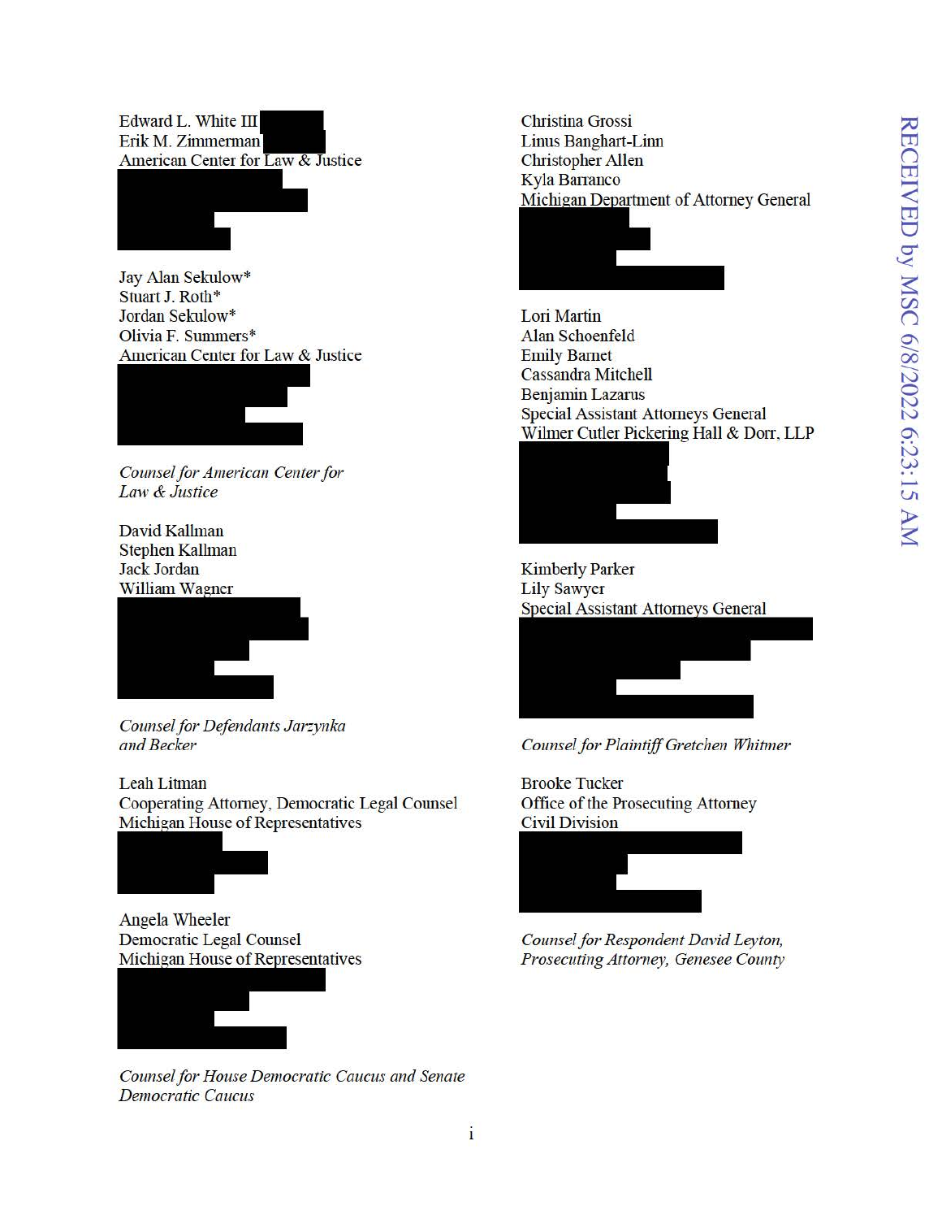Edward L. White III
Erik M. Zimmerman
American Center for Law & Justice

Jay Alan Sekulow*
Stuart J. Roth*
Jordan Sekulow*
Olivia F. Summers*
American Center for Law & Justice

*Counsel for American Center for Law & Justice*

David Kallman
Stephen Kallman
Jack Jordan
William Wagner

*Counsel for Defendants Jarzynka and Becker*

Leah Litman
Cooperating Attorney, Democratic Legal Counsel
Michigan House of Representatives

Angela Wheeler
Democratic Legal Counsel
Michigan House of Representatives

*Counsel for House Democratic Caucus and Senate Democratic Caucus*

Christina Grossi
Linus Banghart-Linn
Christopher Allen
Kyla Barranco
Michigan Department of Attorney General

Lori Martin
Alan Schoenfeld
Emily Barnet
Cassandra Mitchell
Benjamin Lazarus
Special Assistant Attorneys General
Wilmer Cutler Pickering Hall & Dorr, LLP

Kimberly Parker
Lily Sawyer
Special Assistant Attorneys General

*Counsel for Plaintiff Gretchen Whitmer*

Brooke Tucker
Office of the Prosecuting Attorney
Civil Division

*Counsel for Respondent David Leyton, Prosecuting Attorney, Genesee County*

RECEIVED by MSC 6/8/2022 6:23:15 AM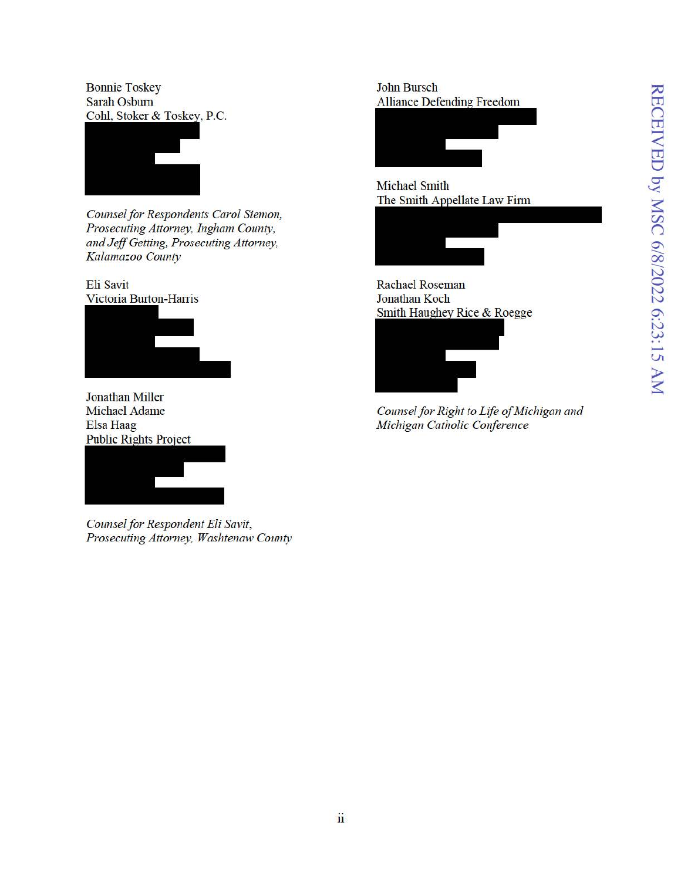Bonnie Toskey
Sarah Osburn
Cohl, Stoker & Toskey, P.C.

*Counsel for Respondents Carol Siemon, Prosecuting Attorney, Ingham County, and Jeff Getting, Prosecuting Attorney, Kalamazoo County*

Eli Savit
Victoria Burton-Harris

Jonathan Miller
Michael Adame
Elsa Haag
Public Rights Project

*Counsel for Respondent Eli Savit, Prosecuting Attorney, Washtenaw County*

John Bursch
Alliance Defending Freedom

Michael Smith
The Smith Appellate Law Firm

Rachael Roseman
Jonathan Koch
Smith Haughey Rice & Roegge

*Counsel for Right to Life of Michigan and Michigan Catholic Conference*

RECEIVED by MSC 6/8/2022 6:23:15 AM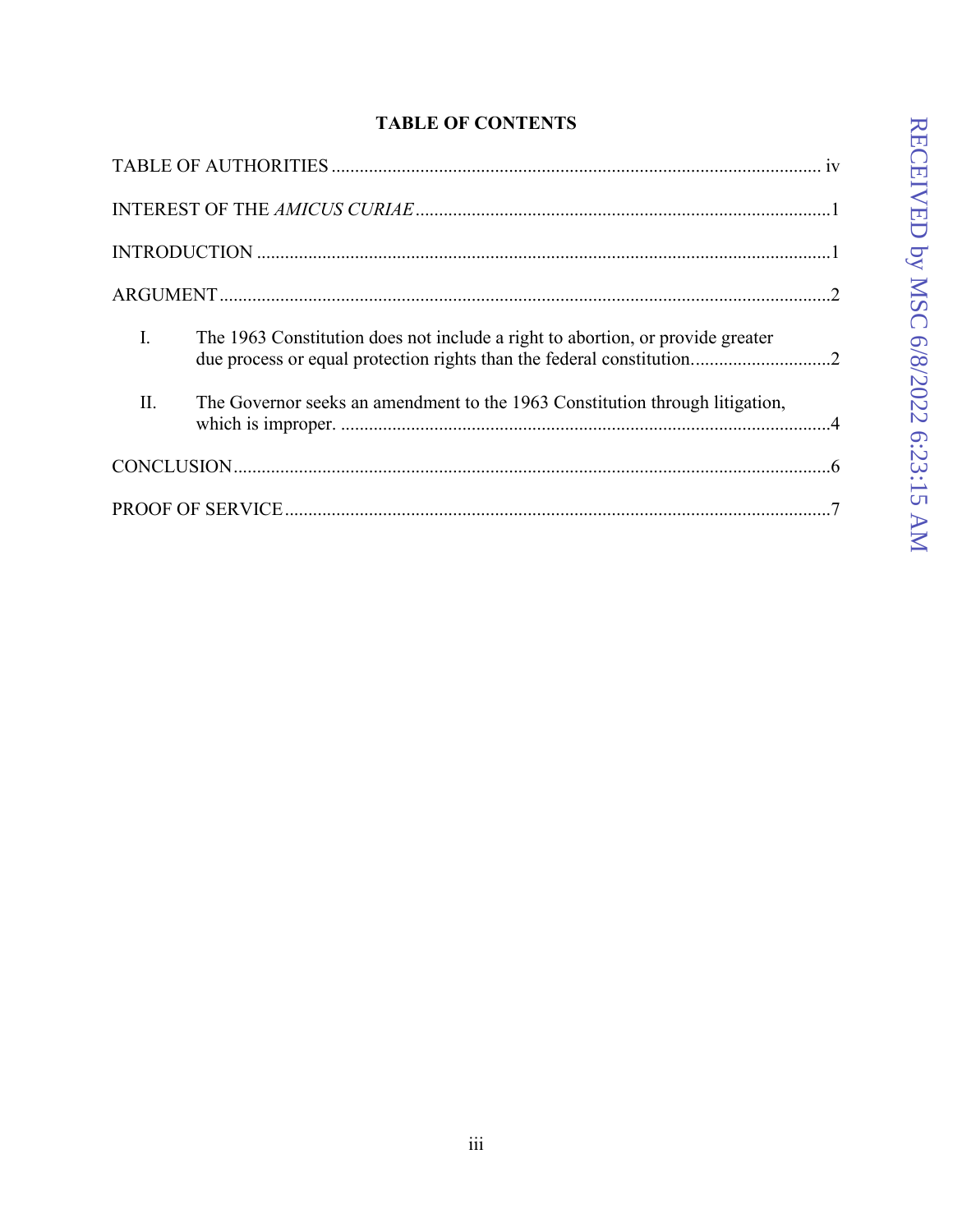## TABLE OF CONTENTS

TABLE OF AUTHORITIES ........................................................................................................ iv

INTEREST OF THE *AMICUS CURIAE* .........................................................................................1

INTRODUCTION .........................................................................................................................1

ARGUMENT...................................................................................................................................2

I. The 1963 Constitution does not include a right to abortion, or provide greater due process or equal protection rights than the federal constitution..............................2

II. The Governor seeks an amendment to the 1963 Constitution through litigation, which is improper. .........................................................................................................4

CONCLUSION................................................................................................................................6

PROOF OF SERVICE.....................................................................................................................7

RECEIVED by MSC 6/8/2022 6:23:15 AM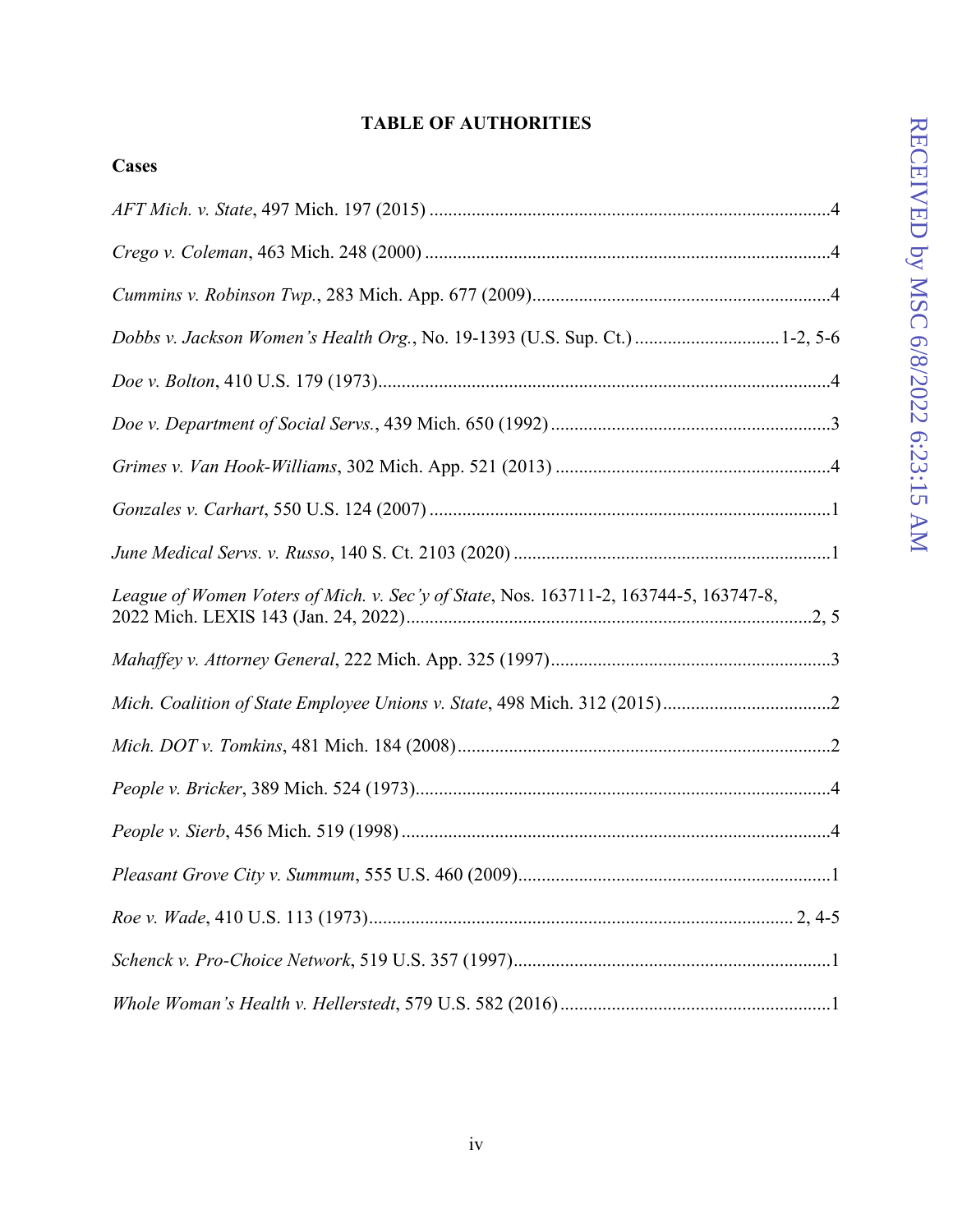# TABLE OF AUTHORITIES

## Cases

*AFT Mich. v. State*, 497 Mich. 197 (2015) ........................................................................................4

*Crego v. Coleman*, 463 Mich. 248 (2000) ........................................................................................4

*Cummins v. Robinson Twp.*, 283 Mich. App. 677 (2009).................................................................4

*Dobbs v. Jackson Women's Health Org.*, No. 19-1393 (U.S. Sup. Ct.) ...............................1-2, 5-6

*Doe v. Bolton*, 410 U.S. 179 (1973)..................................................................................................4

*Doe v. Department of Social Servs.*, 439 Mich. 650 (1992) .............................................................3

*Grimes v. Van Hook-Williams*, 302 Mich. App. 521 (2013) ............................................................4

*Gonzales v. Carhart*, 550 U.S. 124 (2007) ........................................................................................1

*June Medical Servs. v. Russo*, 140 S. Ct. 2103 (2020) .....................................................................1

*League of Women Voters of Mich. v. Sec'y of State*, Nos. 163711-2, 163744-5, 163747-8, 2022 Mich. LEXIS 143 (Jan. 24, 2022).........................................................................................2, 5

*Mahaffey v. Attorney General*, 222 Mich. App. 325 (1997).............................................................3

*Mich. Coalition of State Employee Unions v. State*, 498 Mich. 312 (2015)....................................2

*Mich. DOT v. Tomkins*, 481 Mich. 184 (2008).................................................................................2

*People v. Bricker*, 389 Mich. 524 (1973)...........................................................................................4

*People v. Sierb*, 456 Mich. 519 (1998) ..............................................................................................4

*Pleasant Grove City v. Summum*, 555 U.S. 460 (2009)....................................................................1

*Roe v. Wade*, 410 U.S. 113 (1973)........................................................................................... 2, 4-5

*Schenck v. Pro-Choice Network*, 519 U.S. 357 (1997).....................................................................1

*Whole Woman's Health v. Hellerstedt*, 579 U.S. 582 (2016) ...........................................................1

RECEIVED by MSC 6/8/2022 6:23:15 AM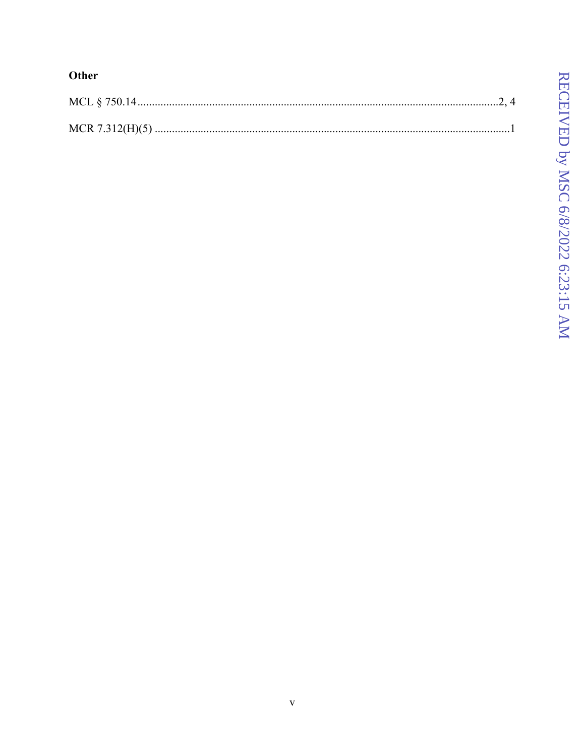**Other**

MCL § 750.14............................................................................................................................2, 4

MCR 7.312(H)(5) ..........................................................................................................................1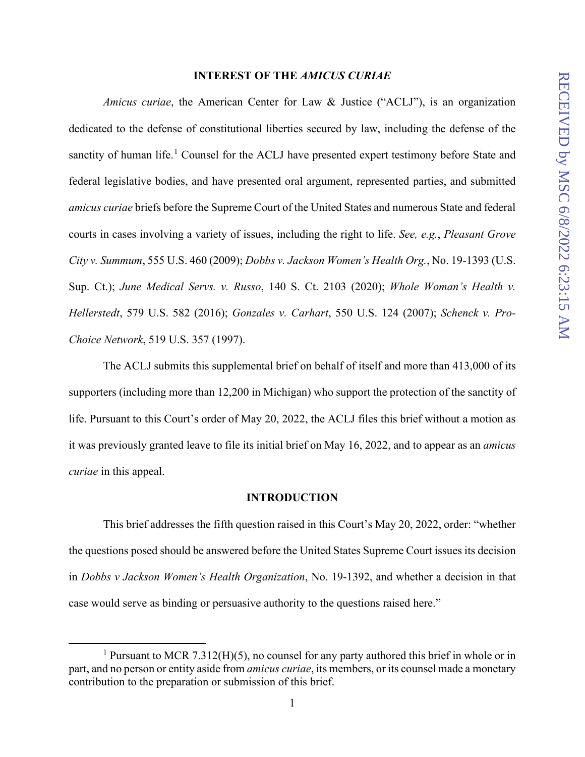## INTEREST OF THE *AMICUS CURIAE*

*Amicus curiae*, the American Center for Law & Justice ("ACLJ"), is an organization dedicated to the defense of constitutional liberties secured by law, including the defense of the sanctity of human life.[1] Counsel for the ACLJ have presented expert testimony before State and federal legislative bodies, and have presented oral argument, represented parties, and submitted *amicus curiae* briefs before the Supreme Court of the United States and numerous State and federal courts in cases involving a variety of issues, including the right to life. *See, e.g.*, *Pleasant Grove City v. Summum*, 555 U.S. 460 (2009); *Dobbs v. Jackson Women's Health Org.*, No. 19-1393 (U.S. Sup. Ct.); *June Medical Servs. v. Russo*, 140 S. Ct. 2103 (2020); *Whole Woman's Health v. Hellerstedt*, 579 U.S. 582 (2016); *Gonzales v. Carhart*, 550 U.S. 124 (2007); *Schenck v. Pro-Choice Network*, 519 U.S. 357 (1997).

The ACLJ submits this supplemental brief on behalf of itself and more than 413,000 of its supporters (including more than 12,200 in Michigan) who support the protection of the sanctity of life. Pursuant to this Court's order of May 20, 2022, the ACLJ files this brief without a motion as it was previously granted leave to file its initial brief on May 16, 2022, and to appear as an *amicus curiae* in this appeal.

## INTRODUCTION

This brief addresses the fifth question raised in this Court's May 20, 2022, order: "whether the questions posed should be answered before the United States Supreme Court issues its decision in *Dobbs v Jackson Women's Health Organization*, No. 19-1392, and whether a decision in that case would serve as binding or persuasive authority to the questions raised here."

[1] Pursuant to MCR 7.312(H)(5), no counsel for any party authored this brief in whole or in part, and no person or entity aside from *amicus curiae*, its members, or its counsel made a monetary contribution to the preparation or submission of this brief.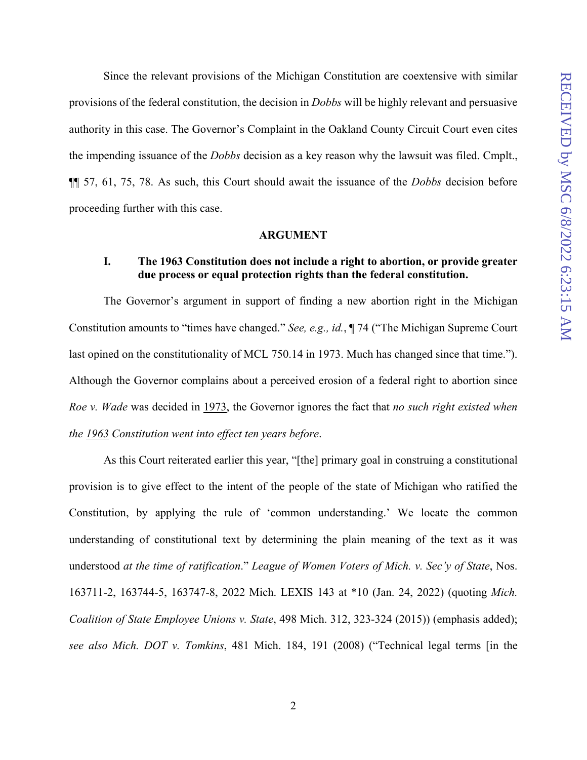Since the relevant provisions of the Michigan Constitution are coextensive with similar provisions of the federal constitution, the decision in *Dobbs* will be highly relevant and persuasive authority in this case. The Governor's Complaint in the Oakland County Circuit Court even cites the impending issuance of the *Dobbs* decision as a key reason why the lawsuit was filed. Cmplt., ¶¶ 57, 61, 75, 78. As such, this Court should await the issuance of the *Dobbs* decision before proceeding further with this case.

## ARGUMENT

### I. The 1963 Constitution does not include a right to abortion, or provide greater due process or equal protection rights than the federal constitution.

The Governor's argument in support of finding a new abortion right in the Michigan Constitution amounts to "times have changed." *See, e.g., id.*, ¶ 74 ("The Michigan Supreme Court last opined on the constitutionality of MCL 750.14 in 1973. Much has changed since that time."). Although the Governor complains about a perceived erosion of a federal right to abortion since *Roe v. Wade* was decided in <u>1973</u>, the Governor ignores the fact that *no such right existed when the <u>1963</u> Constitution went into effect ten years before*.

As this Court reiterated earlier this year, "[the] primary goal in construing a constitutional provision is to give effect to the intent of the people of the state of Michigan who ratified the Constitution, by applying the rule of 'common understanding.' We locate the common understanding of constitutional text by determining the plain meaning of the text as it was understood *at the time of ratification*." *League of Women Voters of Mich. v. Sec'y of State*, Nos. 163711-2, 163744-5, 163747-8, 2022 Mich. LEXIS 143 at *10 (Jan. 24, 2022) (quoting *Mich. Coalition of State Employee Unions v. State*, 498 Mich. 312, 323-324 (2015)) (emphasis added); *see also Mich. DOT v. Tomkins*, 481 Mich. 184, 191 (2008) ("Technical legal terms [in the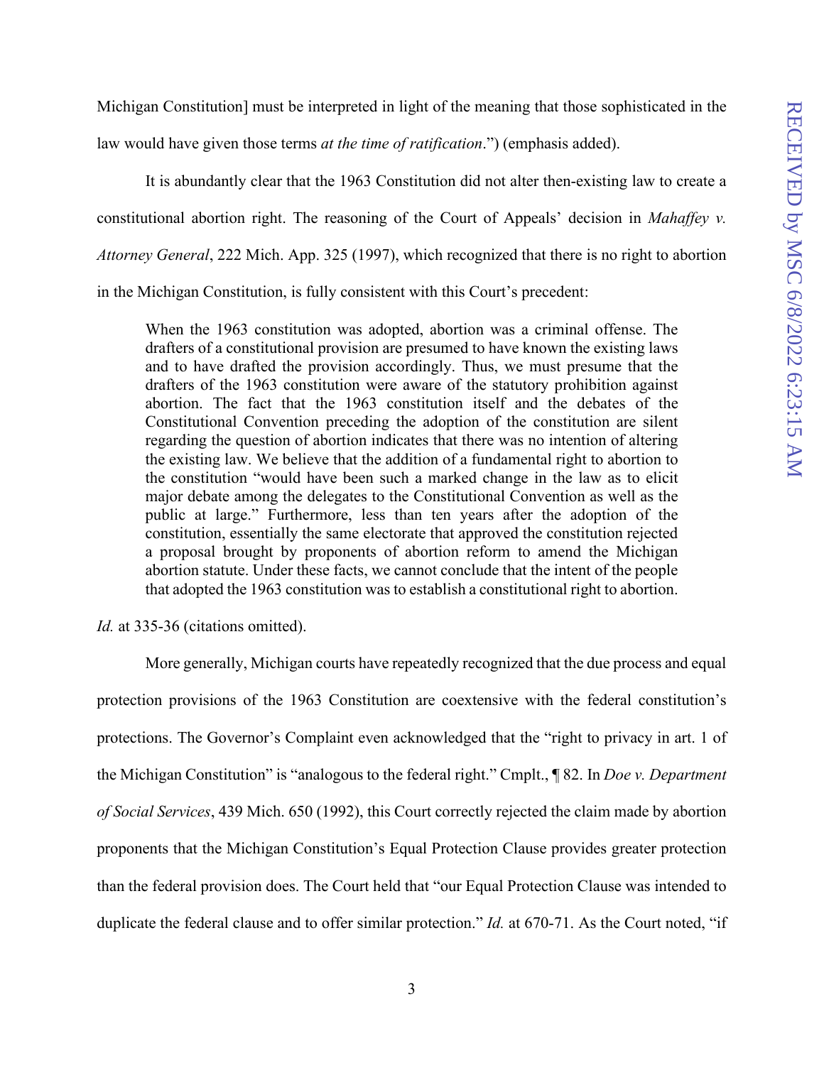Michigan Constitution] must be interpreted in light of the meaning that those sophisticated in the law would have given those terms *at the time of ratification*.") (emphasis added).

It is abundantly clear that the 1963 Constitution did not alter then-existing law to create a constitutional abortion right. The reasoning of the Court of Appeals' decision in *Mahaffey v. Attorney General*, 222 Mich. App. 325 (1997), which recognized that there is no right to abortion in the Michigan Constitution, is fully consistent with this Court's precedent:

> When the 1963 constitution was adopted, abortion was a criminal offense. The drafters of a constitutional provision are presumed to have known the existing laws and to have drafted the provision accordingly. Thus, we must presume that the drafters of the 1963 constitution were aware of the statutory prohibition against abortion. The fact that the 1963 constitution itself and the debates of the Constitutional Convention preceding the adoption of the constitution are silent regarding the question of abortion indicates that there was no intention of altering the existing law. We believe that the addition of a fundamental right to abortion to the constitution "would have been such a marked change in the law as to elicit major debate among the delegates to the Constitutional Convention as well as the public at large." Furthermore, less than ten years after the adoption of the constitution, essentially the same electorate that approved the constitution rejected a proposal brought by proponents of abortion reform to amend the Michigan abortion statute. Under these facts, we cannot conclude that the intent of the people that adopted the 1963 constitution was to establish a constitutional right to abortion.

*Id.* at 335-36 (citations omitted).

More generally, Michigan courts have repeatedly recognized that the due process and equal protection provisions of the 1963 Constitution are coextensive with the federal constitution's protections. The Governor's Complaint even acknowledged that the "right to privacy in art. 1 of the Michigan Constitution" is "analogous to the federal right." Cmplt., ¶ 82. In *Doe v. Department of Social Services*, 439 Mich. 650 (1992), this Court correctly rejected the claim made by abortion proponents that the Michigan Constitution's Equal Protection Clause provides greater protection than the federal provision does. The Court held that "our Equal Protection Clause was intended to duplicate the federal clause and to offer similar protection." *Id.* at 670-71. As the Court noted, "if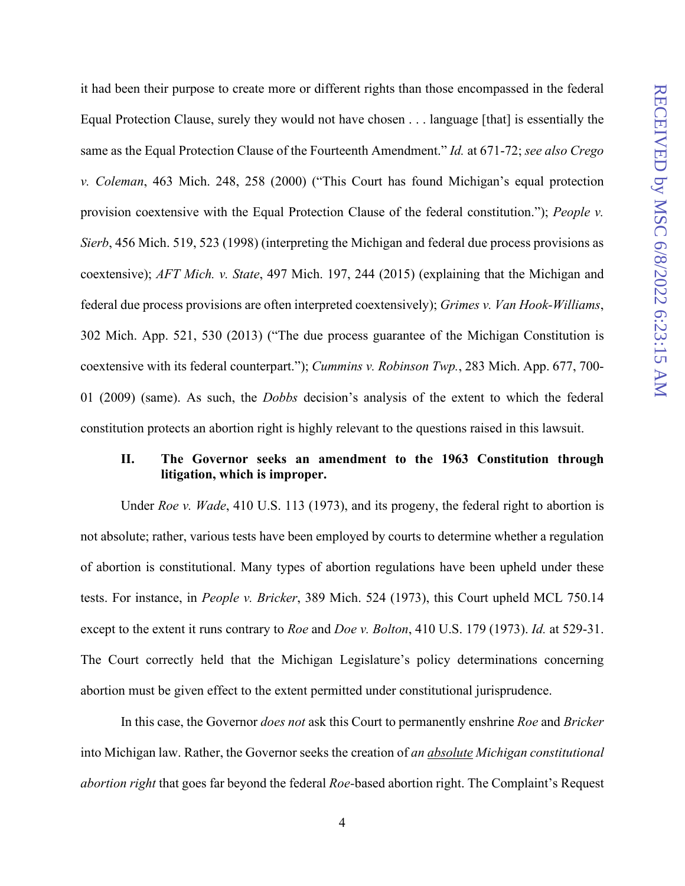it had been their purpose to create more or different rights than those encompassed in the federal Equal Protection Clause, surely they would not have chosen . . . language [that] is essentially the same as the Equal Protection Clause of the Fourteenth Amendment." *Id.* at 671-72; *see also Crego v. Coleman*, 463 Mich. 248, 258 (2000) ("This Court has found Michigan's equal protection provision coextensive with the Equal Protection Clause of the federal constitution."); *People v. Sierb*, 456 Mich. 519, 523 (1998) (interpreting the Michigan and federal due process provisions as coextensive); *AFT Mich. v. State*, 497 Mich. 197, 244 (2015) (explaining that the Michigan and federal due process provisions are often interpreted coextensively); *Grimes v. Van Hook-Williams*, 302 Mich. App. 521, 530 (2013) ("The due process guarantee of the Michigan Constitution is coextensive with its federal counterpart."); *Cummins v. Robinson Twp.*, 283 Mich. App. 677, 700-01 (2009) (same). As such, the *Dobbs* decision's analysis of the extent to which the federal constitution protects an abortion right is highly relevant to the questions raised in this lawsuit.

## II. The Governor seeks an amendment to the 1963 Constitution through litigation, which is improper.

Under *Roe v. Wade*, 410 U.S. 113 (1973), and its progeny, the federal right to abortion is not absolute; rather, various tests have been employed by courts to determine whether a regulation of abortion is constitutional. Many types of abortion regulations have been upheld under these tests. For instance, in *People v. Bricker*, 389 Mich. 524 (1973), this Court upheld MCL 750.14 except to the extent it runs contrary to *Roe* and *Doe v. Bolton*, 410 U.S. 179 (1973). *Id.* at 529-31. The Court correctly held that the Michigan Legislature's policy determinations concerning abortion must be given effect to the extent permitted under constitutional jurisprudence.

In this case, the Governor *does not* ask this Court to permanently enshrine *Roe* and *Bricker* into Michigan law. Rather, the Governor seeks the creation of *an absolute Michigan constitutional abortion right* that goes far beyond the federal *Roe*-based abortion right. The Complaint's Request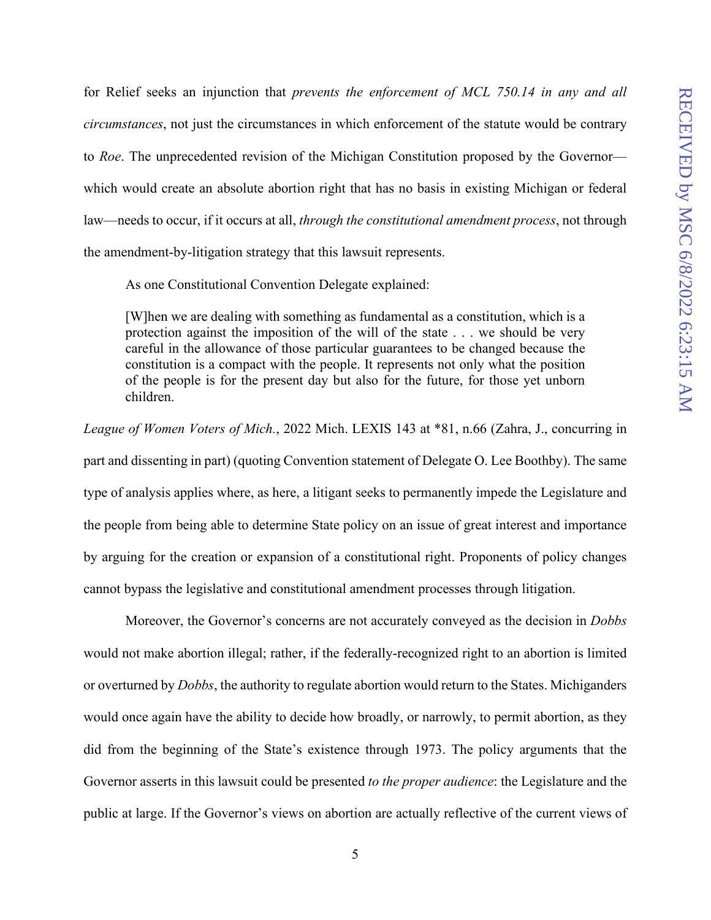for Relief seeks an injunction that *prevents the enforcement of MCL 750.14 in any and all circumstances*, not just the circumstances in which enforcement of the statute would be contrary to *Roe*. The unprecedented revision of the Michigan Constitution proposed by the Governor—which would create an absolute abortion right that has no basis in existing Michigan or federal law—needs to occur, if it occurs at all, *through the constitutional amendment process*, not through the amendment-by-litigation strategy that this lawsuit represents.

As one Constitutional Convention Delegate explained:

> [W]hen we are dealing with something as fundamental as a constitution, which is a protection against the imposition of the will of the state . . . we should be very careful in the allowance of those particular guarantees to be changed because the constitution is a compact with the people. It represents not only what the position of the people is for the present day but also for the future, for those yet unborn children.

*League of Women Voters of Mich.*, 2022 Mich. LEXIS 143 at *81, n.66 (Zahra, J., concurring in part and dissenting in part) (quoting Convention statement of Delegate O. Lee Boothby). The same type of analysis applies where, as here, a litigant seeks to permanently impede the Legislature and the people from being able to determine State policy on an issue of great interest and importance by arguing for the creation or expansion of a constitutional right. Proponents of policy changes cannot bypass the legislative and constitutional amendment processes through litigation.

Moreover, the Governor's concerns are not accurately conveyed as the decision in *Dobbs* would not make abortion illegal; rather, if the federally-recognized right to an abortion is limited or overturned by *Dobbs*, the authority to regulate abortion would return to the States. Michiganders would once again have the ability to decide how broadly, or narrowly, to permit abortion, as they did from the beginning of the State's existence through 1973. The policy arguments that the Governor asserts in this lawsuit could be presented *to the proper audience*: the Legislature and the public at large. If the Governor's views on abortion are actually reflective of the current views of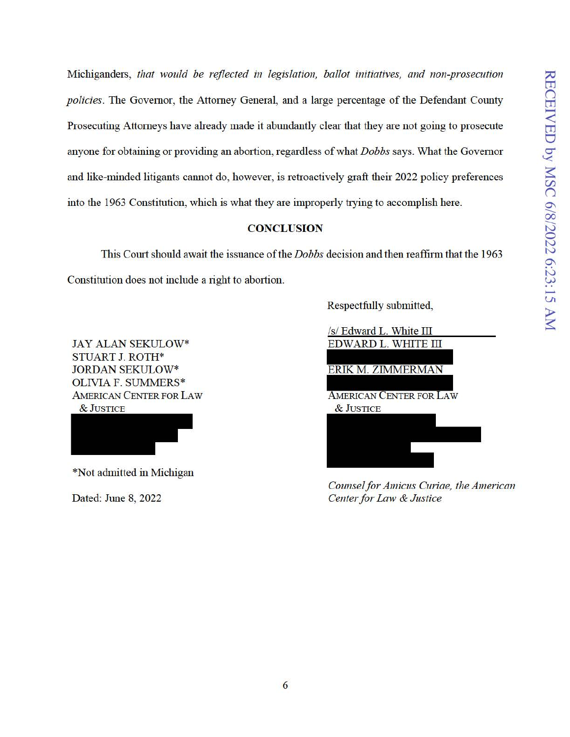Michiganders, *that would be reflected in legislation, ballot initiatives, and non-prosecution policies*. The Governor, the Attorney General, and a large percentage of the Defendant County Prosecuting Attorneys have already made it abundantly clear that they are not going to prosecute anyone for obtaining or providing an abortion, regardless of what *Dobbs* says. What the Governor and like-minded litigants cannot do, however, is retroactively graft their 2022 policy preferences into the 1963 Constitution, which is what they are improperly trying to accomplish here.

**CONCLUSION**

This Court should await the issuance of the *Dobbs* decision and then reaffirm that the 1963 Constitution does not include a right to abortion.

Respectfully submitted,

/s/ Edward L. White III
EDWARD L. WHITE III

ERIK M. ZIMMERMAN

AMERICAN CENTER FOR LAW & JUSTICE

*Counsel for Amicus Curiae, the American Center for Law & Justice*

JAY ALAN SEKULOW*
STUART J. ROTH*
JORDAN SEKULOW*
OLIVIA F. SUMMERS*
AMERICAN CENTER FOR LAW & JUSTICE

*Not admitted in Michigan

Dated: June 8, 2022

RECEIVED by MSC 6/8/2022 6:23:15 AM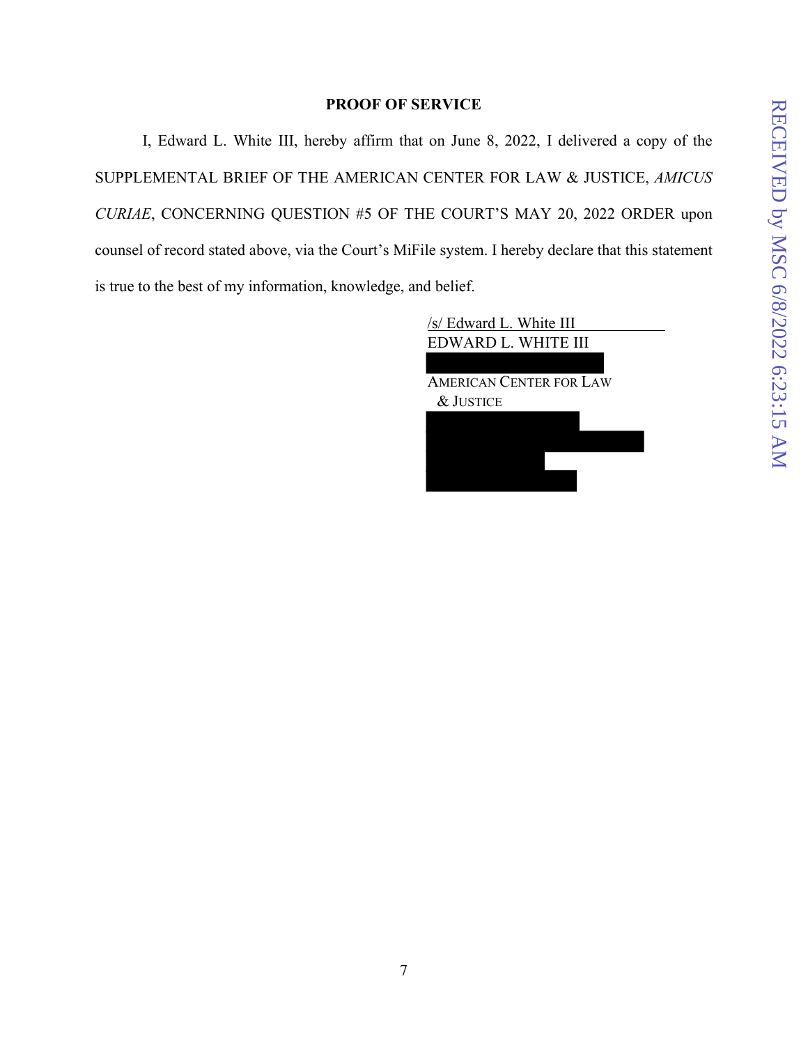**PROOF OF SERVICE**

I, Edward L. White III, hereby affirm that on June 8, 2022, I delivered a copy of the SUPPLEMENTAL BRIEF OF THE AMERICAN CENTER FOR LAW & JUSTICE, *AMICUS CURIAE*, CONCERNING QUESTION #5 OF THE COURT'S MAY 20, 2022 ORDER upon counsel of record stated above, via the Court's MiFile system. I hereby declare that this statement is true to the best of my information, knowledge, and belief.

/s/ Edward L. White III
EDWARD L. WHITE III

AMERICAN CENTER FOR LAW & JUSTICE

RECEIVED by MSC 6/8/2022 6:23:15 AM